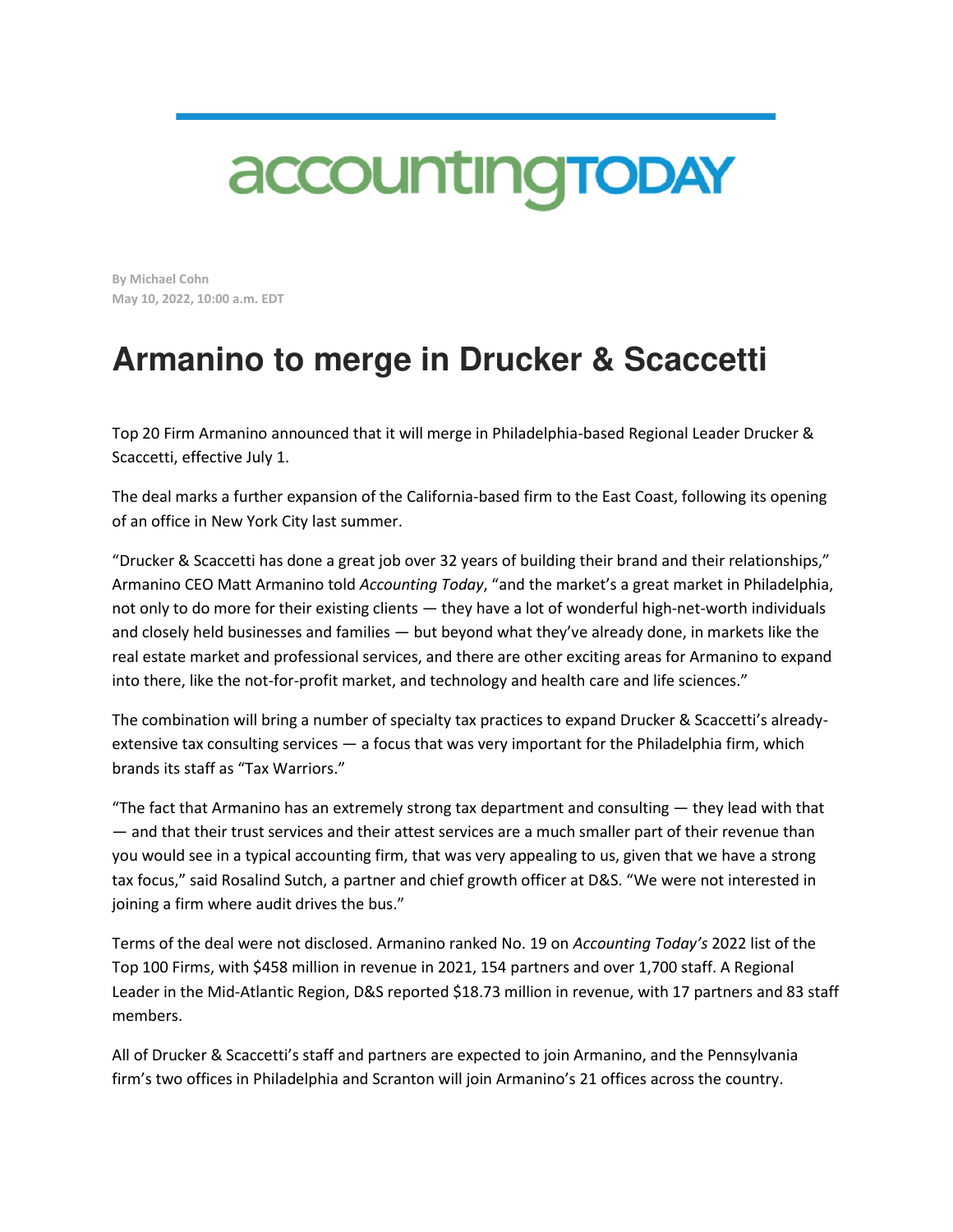accountingTODAY

**By Michael Cohn**
**May 10, 2022, 10:00 a.m. EDT**

# Armanino to merge in Drucker & Scaccetti

Top 20 Firm Armanino announced that it will merge in Philadelphia-based Regional Leader Drucker & Scaccetti, effective July 1.

The deal marks a further expansion of the California-based firm to the East Coast, following its opening of an office in New York City last summer.

"Drucker & Scaccetti has done a great job over 32 years of building their brand and their relationships," Armanino CEO Matt Armanino told *Accounting Today*, "and the market's a great market in Philadelphia, not only to do more for their existing clients — they have a lot of wonderful high-net-worth individuals and closely held businesses and families — but beyond what they've already done, in markets like the real estate market and professional services, and there are other exciting areas for Armanino to expand into there, like the not-for-profit market, and technology and health care and life sciences."

The combination will bring a number of specialty tax practices to expand Drucker & Scaccetti's already-extensive tax consulting services — a focus that was very important for the Philadelphia firm, which brands its staff as "Tax Warriors."

"The fact that Armanino has an extremely strong tax department and consulting — they lead with that — and that their trust services and their attest services are a much smaller part of their revenue than you would see in a typical accounting firm, that was very appealing to us, given that we have a strong tax focus," said Rosalind Sutch, a partner and chief growth officer at D&S. "We were not interested in joining a firm where audit drives the bus."

Terms of the deal were not disclosed. Armanino ranked No. 19 on *Accounting Today's* 2022 list of the Top 100 Firms, with $458 million in revenue in 2021, 154 partners and over 1,700 staff. A Regional Leader in the Mid-Atlantic Region, D&S reported $18.73 million in revenue, with 17 partners and 83 staff members.

All of Drucker & Scaccetti's staff and partners are expected to join Armanino, and the Pennsylvania firm's two offices in Philadelphia and Scranton will join Armanino's 21 offices across the country.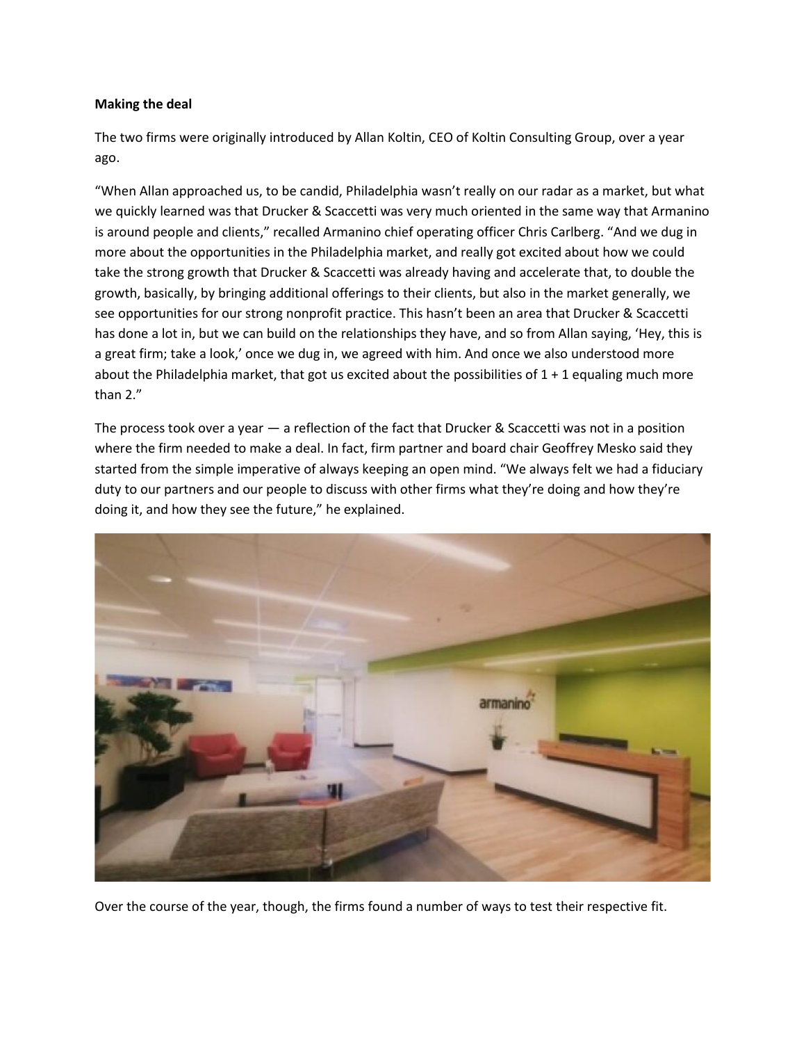**Making the deal**

The two firms were originally introduced by Allan Koltin, CEO of Koltin Consulting Group, over a year ago.

"When Allan approached us, to be candid, Philadelphia wasn't really on our radar as a market, but what we quickly learned was that Drucker & Scaccetti was very much oriented in the same way that Armanino is around people and clients," recalled Armanino chief operating officer Chris Carlberg. "And we dug in more about the opportunities in the Philadelphia market, and really got excited about how we could take the strong growth that Drucker & Scaccetti was already having and accelerate that, to double the growth, basically, by bringing additional offerings to their clients, but also in the market generally, we see opportunities for our strong nonprofit practice. This hasn't been an area that Drucker & Scaccetti has done a lot in, but we can build on the relationships they have, and so from Allan saying, 'Hey, this is a great firm; take a look,' once we dug in, we agreed with him. And once we also understood more about the Philadelphia market, that got us excited about the possibilities of 1 + 1 equaling much more than 2."

The process took over a year — a reflection of the fact that Drucker & Scaccetti was not in a position where the firm needed to make a deal. In fact, firm partner and board chair Geoffrey Mesko said they started from the simple imperative of always keeping an open mind. "We always felt we had a fiduciary duty to our partners and our people to discuss with other firms what they're doing and how they're doing it, and how they see the future," he explained.

Over the course of the year, though, the firms found a number of ways to test their respective fit.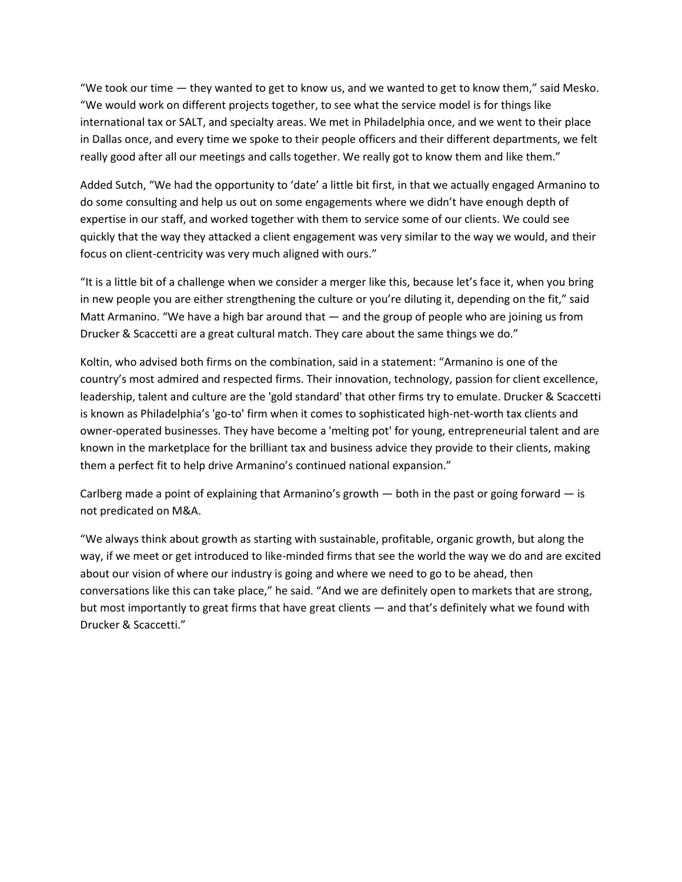“We took our time — they wanted to get to know us, and we wanted to get to know them,” said Mesko. “We would work on different projects together, to see what the service model is for things like international tax or SALT, and specialty areas. We met in Philadelphia once, and we went to their place in Dallas once, and every time we spoke to their people officers and their different departments, we felt really good after all our meetings and calls together. We really got to know them and like them.”

Added Sutch, “We had the opportunity to ‘date’ a little bit first, in that we actually engaged Armanino to do some consulting and help us out on some engagements where we didn’t have enough depth of expertise in our staff, and worked together with them to service some of our clients. We could see quickly that the way they attacked a client engagement was very similar to the way we would, and their focus on client-centricity was very much aligned with ours.”

“It is a little bit of a challenge when we consider a merger like this, because let’s face it, when you bring in new people you are either strengthening the culture or you’re diluting it, depending on the fit,” said Matt Armanino. “We have a high bar around that — and the group of people who are joining us from Drucker & Scaccetti are a great cultural match. They care about the same things we do.”

Koltin, who advised both firms on the combination, said in a statement: “Armanino is one of the country’s most admired and respected firms. Their innovation, technology, passion for client excellence, leadership, talent and culture are the 'gold standard' that other firms try to emulate. Drucker & Scaccetti is known as Philadelphia’s 'go-to' firm when it comes to sophisticated high-net-worth tax clients and owner-operated businesses. They have become a 'melting pot' for young, entrepreneurial talent and are known in the marketplace for the brilliant tax and business advice they provide to their clients, making them a perfect fit to help drive Armanino’s continued national expansion.”

Carlberg made a point of explaining that Armanino’s growth — both in the past or going forward — is not predicated on M&A.

“We always think about growth as starting with sustainable, profitable, organic growth, but along the way, if we meet or get introduced to like-minded firms that see the world the way we do and are excited about our vision of where our industry is going and where we need to go to be ahead, then conversations like this can take place,” he said. “And we are definitely open to markets that are strong, but most importantly to great firms that have great clients — and that’s definitely what we found with Drucker & Scaccetti.”